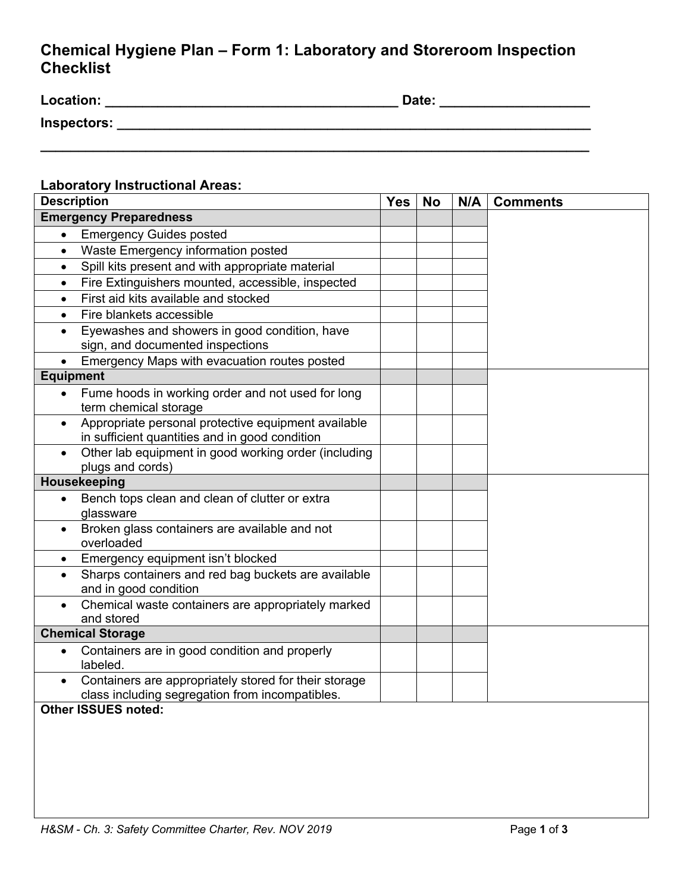# Chemical Hygiene Plan – Form 1: Laboratory and Storeroom Inspection Checklist

**Location:** ______________________________________ **Date:** ___________________

**Inspectors:** _________________________________________________________________

_________________________________________________________________________

### Laboratory Instructional Areas:

| Description | Yes | No | N/A | Comments |
|---|---|---|---|---|
| **Emergency Preparedness** | | | | |
| • Emergency Guides posted | | | | |
| • Waste Emergency information posted | | | | |
| • Spill kits present and with appropriate material | | | | |
| • Fire Extinguishers mounted, accessible, inspected | | | | |
| • First aid kits available and stocked | | | | |
| • Fire blankets accessible | | | | |
| • Eyewashes and showers in good condition, have sign, and documented inspections | | | | |
| • Emergency Maps with evacuation routes posted | | | | |
| **Equipment** | | | | |
| • Fume hoods in working order and not used for long term chemical storage | | | | |
| • Appropriate personal protective equipment available in sufficient quantities and in good condition | | | | |
| • Other lab equipment in good working order (including plugs and cords) | | | | |
| **Housekeeping** | | | | |
| • Bench tops clean and clean of clutter or extra glassware | | | | |
| • Broken glass containers are available and not overloaded | | | | |
| • Emergency equipment isn't blocked | | | | |
| • Sharps containers and red bag buckets are available and in good condition | | | | |
| • Chemical waste containers are appropriately marked and stored | | | | |
| **Chemical Storage** | | | | |
| • Containers are in good condition and properly labeled. | | | | |
| • Containers are appropriately stored for their storage class including segregation from incompatibles. | | | | |

**Other ISSUES noted:**

*H&SM - Ch. 3: Safety Committee Charter, Rev. NOV 2019*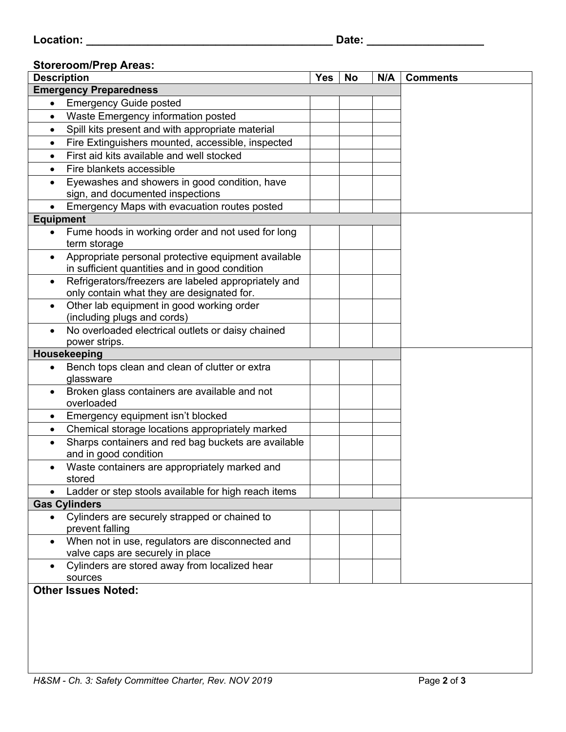**Location:** ________________________________________ **Date:** __________________

**Storeroom/Prep Areas:**

| Description | Yes | No | N/A | Comments |
|---|---|---|---|---|
| **Emergency Preparedness** | | | | |
| • Emergency Guide posted | | | | |
| • Waste Emergency information posted | | | | |
| • Spill kits present and with appropriate material | | | | |
| • Fire Extinguishers mounted, accessible, inspected | | | | |
| • First aid kits available and well stocked | | | | |
| • Fire blankets accessible | | | | |
| • Eyewashes and showers in good condition, have sign, and documented inspections | | | | |
| • Emergency Maps with evacuation routes posted | | | | |
| **Equipment** | | | | |
| • Fume hoods in working order and not used for long term storage | | | | |
| • Appropriate personal protective equipment available in sufficient quantities and in good condition | | | | |
| • Refrigerators/freezers are labeled appropriately and only contain what they are designated for. | | | | |
| • Other lab equipment in good working order (including plugs and cords) | | | | |
| • No overloaded electrical outlets or daisy chained power strips. | | | | |
| **Housekeeping** | | | | |
| • Bench tops clean and clean of clutter or extra glassware | | | | |
| • Broken glass containers are available and not overloaded | | | | |
| • Emergency equipment isn't blocked | | | | |
| • Chemical storage locations appropriately marked | | | | |
| • Sharps containers and red bag buckets are available and in good condition | | | | |
| • Waste containers are appropriately marked and stored | | | | |
| • Ladder or step stools available for high reach items | | | | |
| **Gas Cylinders** | | | | |
| • Cylinders are securely strapped or chained to prevent falling | | | | |
| • When not in use, regulators are disconnected and valve caps are securely in place | | | | |
| • Cylinders are stored away from localized hear sources | | | | |

**Other Issues Noted:**

*H&SM - Ch. 3: Safety Committee Charter, Rev. NOV 2019*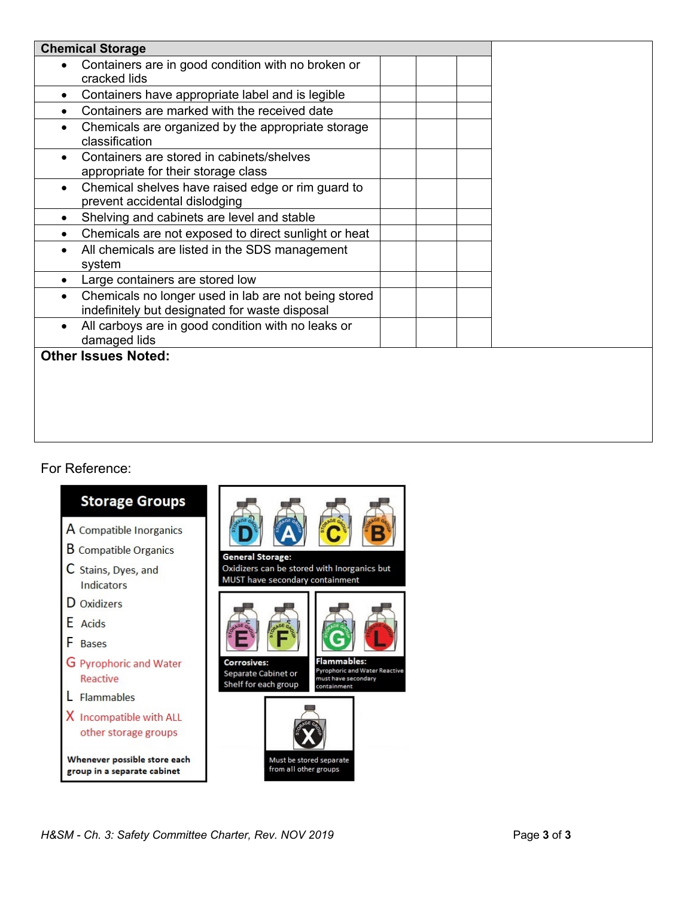| Chemical Storage | | | | |
|---|---|---|---|---|
| • Containers are in good condition with no broken or cracked lids | | | | |
| • Containers have appropriate label and is legible | | | | |
| • Containers are marked with the received date | | | | |
| • Chemicals are organized by the appropriate storage classification | | | | |
| • Containers are stored in cabinets/shelves appropriate for their storage class | | | | |
| • Chemical shelves have raised edge or rim guard to prevent accidental dislodging | | | | |
| • Shelving and cabinets are level and stable | | | | |
| • Chemicals are not exposed to direct sunlight or heat | | | | |
| • All chemicals are listed in the SDS management system | | | | |
| • Large containers are stored low | | | | |
| • Chemicals no longer used in lab are not being stored indefinitely but designated for waste disposal | | | | |
| • All carboys are in good condition with no leaks or damaged lids | | | | |

**Other Issues Noted:**

For Reference:

**Storage Groups**

- **A** Compatible Inorganics
- **B** Compatible Organics
- **C** Stains, Dyes, and Indicators
- **D** Oxidizers
- **E** Acids
- **F** Bases
- **G** Pyrophoric and Water Reactive
- **L** Flammables
- **X** Incompatible with ALL other storage groups

**Whenever possible store each group in a separate cabinet**

D A C B

**General Storage:** Oxidizers can be stored with Inorganics but MUST have secondary containment

E F

**Corrosives:** Separate Cabinet or Shelf for each group

G L

**Flammables:** Pyrophoric and Water Reactive must have secondary containment

X

Must be stored separate from all other groups